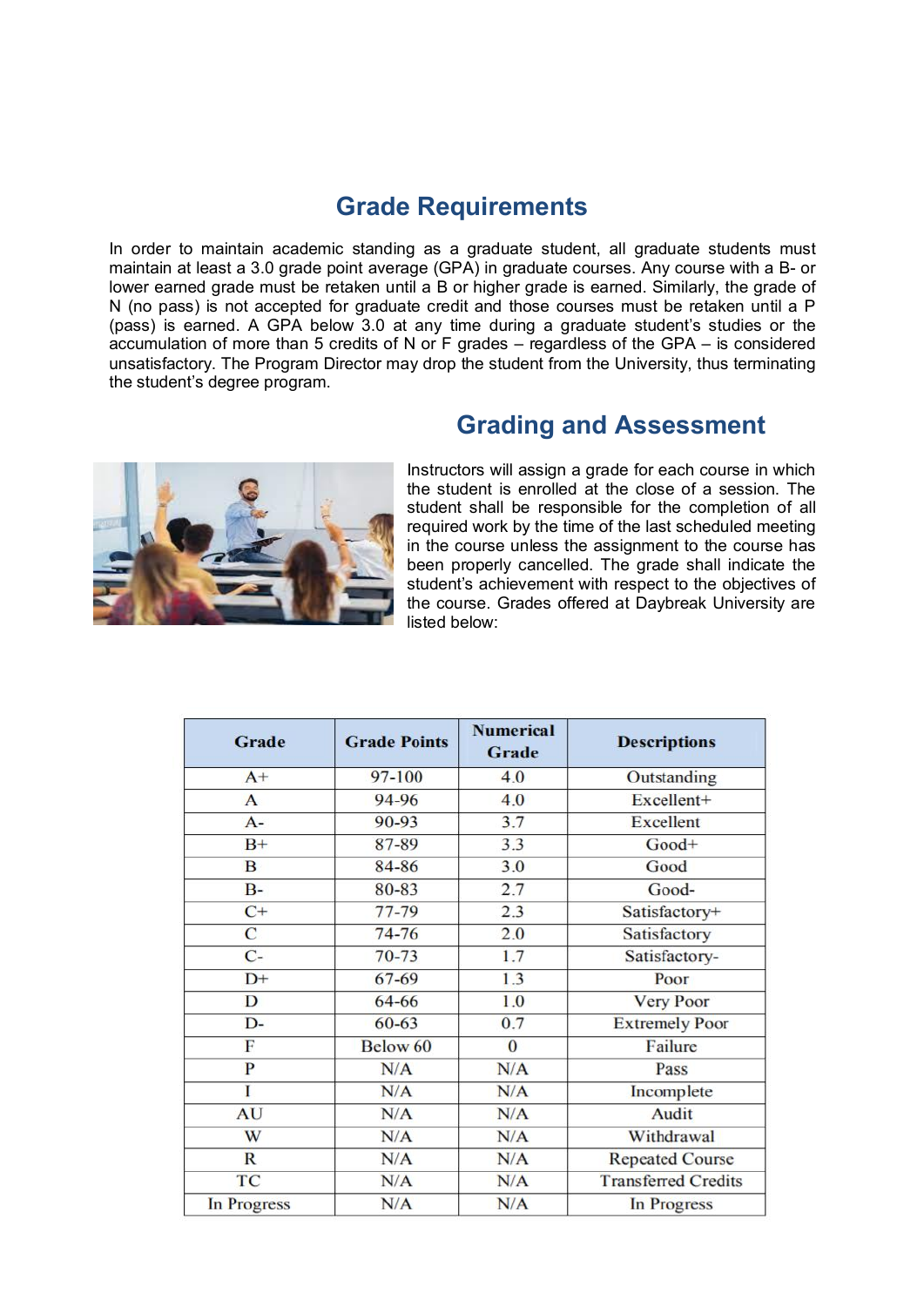## Grade Requirements

In order to maintain academic standing as a graduate student, all graduate students must maintain at least a 3.0 grade point average (GPA) in graduate courses. Any course with a B- or lower earned grade must be retaken until a B or higher grade is earned. Similarly, the grade of N (no pass) is not accepted for graduate credit and those courses must be retaken until a P (pass) is earned. A GPA below 3.0 at any time during a graduate student's studies or the accumulation of more than 5 credits of N or F grades – regardless of the GPA – is considered unsatisfactory. The Program Director may drop the student from the University, thus terminating the student's degree program.

## Grading and Assessment

Instructors will assign a grade for each course in which the student is enrolled at the close of a session. The student shall be responsible for the completion of all required work by the time of the last scheduled meeting in the course unless the assignment to the course has been properly cancelled. The grade shall indicate the student's achievement with respect to the objectives of the course. Grades offered at Daybreak University are listed below:

| Grade | Grade Points | Numerical Grade | Descriptions |
|---|---|---|---|
| A+ | 97-100 | 4.0 | Outstanding |
| A | 94-96 | 4.0 | Excellent+ |
| A- | 90-93 | 3.7 | Excellent |
| B+ | 87-89 | 3.3 | Good+ |
| B | 84-86 | 3.0 | Good |
| B- | 80-83 | 2.7 | Good- |
| C+ | 77-79 | 2.3 | Satisfactory+ |
| C | 74-76 | 2.0 | Satisfactory |
| C- | 70-73 | 1.7 | Satisfactory- |
| D+ | 67-69 | 1.3 | Poor |
| D | 64-66 | 1.0 | Very Poor |
| D- | 60-63 | 0.7 | Extremely Poor |
| F | Below 60 | 0 | Failure |
| P | N/A | N/A | Pass |
| I | N/A | N/A | Incomplete |
| AU | N/A | N/A | Audit |
| W | N/A | N/A | Withdrawal |
| R | N/A | N/A | Repeated Course |
| TC | N/A | N/A | Transferred Credits |
| In Progress | N/A | N/A | In Progress |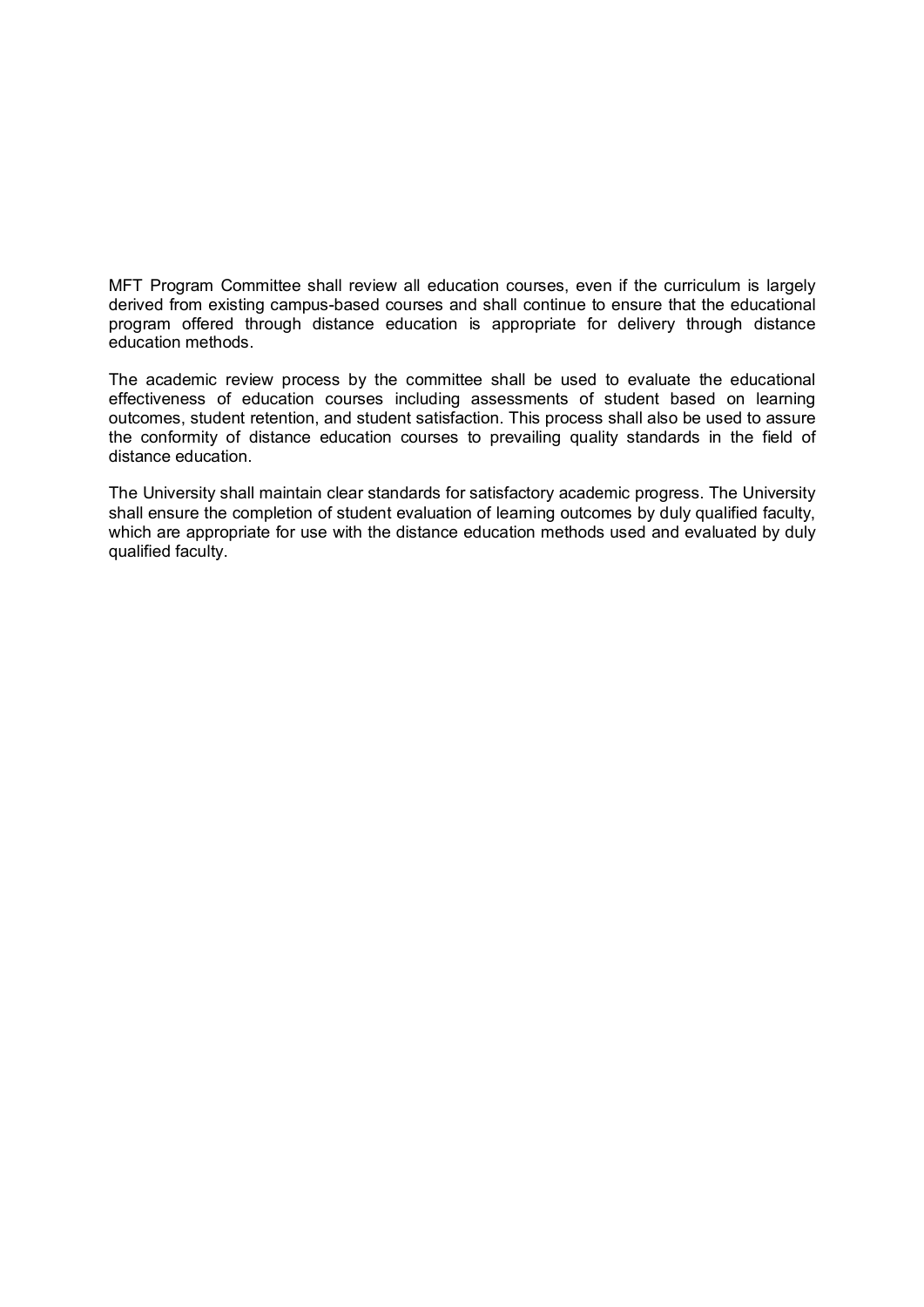MFT Program Committee shall review all education courses, even if the curriculum is largely derived from existing campus-based courses and shall continue to ensure that the educational program offered through distance education is appropriate for delivery through distance education methods.

The academic review process by the committee shall be used to evaluate the educational effectiveness of education courses including assessments of student based on learning outcomes, student retention, and student satisfaction. This process shall also be used to assure the conformity of distance education courses to prevailing quality standards in the field of distance education.

The University shall maintain clear standards for satisfactory academic progress. The University shall ensure the completion of student evaluation of learning outcomes by duly qualified faculty, which are appropriate for use with the distance education methods used and evaluated by duly qualified faculty.